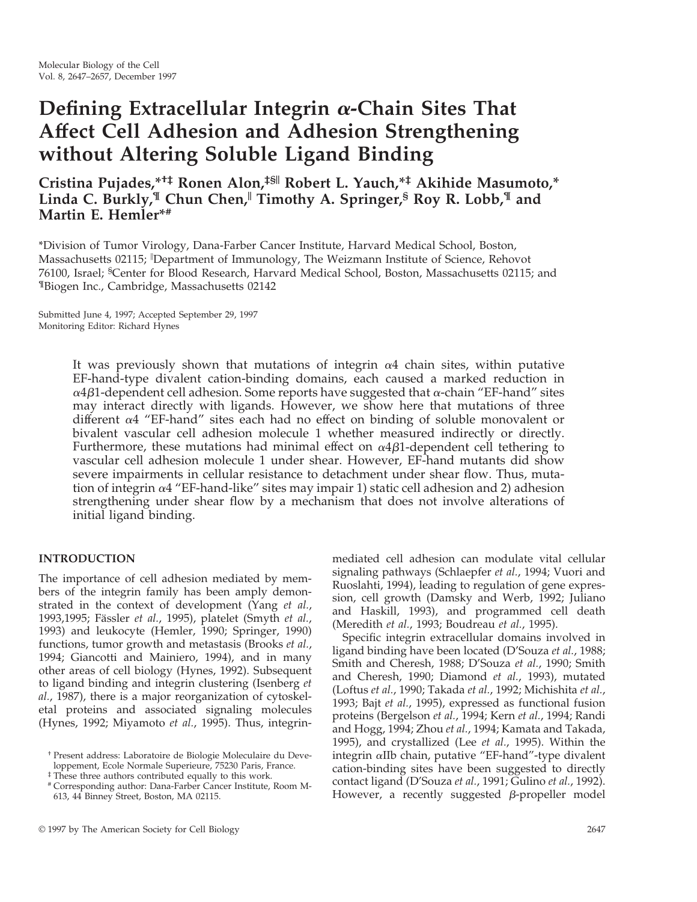Molecular Biology of the Cell
Vol. 8, 2647–2657, December 1997

# Defining Extracellular Integrin $\alpha$-Chain Sites That Affect Cell Adhesion and Adhesion Strengthening without Altering Soluble Ligand Binding

**Cristina Pujades,[*†‡] Ronen Alon,[‡§‖] Robert L. Yauch,[*‡] Akihide Masumoto,[*] Linda C. Burkly,[¶] Chun Chen,[‖] Timothy A. Springer,[§] Roy R. Lobb,[¶] and Martin E. Hemler[*#]**

[*]Division of Tumor Virology, Dana-Farber Cancer Institute, Harvard Medical School, Boston, Massachusetts 02115; [‖]Department of Immunology, The Weizmann Institute of Science, Rehovot 76100, Israel; [§]Center for Blood Research, Harvard Medical School, Boston, Massachusetts 02115; and [¶]Biogen Inc., Cambridge, Massachusetts 02142

Submitted June 4, 1997; Accepted September 29, 1997
Monitoring Editor: Richard Hynes

It was previously shown that mutations of integrin $\alpha$4 chain sites, within putative EF-hand-type divalent cation-binding domains, each caused a marked reduction in $\alpha$4$\beta$1-dependent cell adhesion. Some reports have suggested that $\alpha$-chain "EF-hand" sites may interact directly with ligands. However, we show here that mutations of three different $\alpha$4 "EF-hand" sites each had no effect on binding of soluble monovalent or bivalent vascular cell adhesion molecule 1 whether measured indirectly or directly. Furthermore, these mutations had minimal effect on $\alpha$4$\beta$1-dependent cell tethering to vascular cell adhesion molecule 1 under shear. However, EF-hand mutants did show severe impairments in cellular resistance to detachment under shear flow. Thus, mutation of integrin $\alpha$4 "EF-hand-like" sites may impair 1) static cell adhesion and 2) adhesion strengthening under shear flow by a mechanism that does not involve alterations of initial ligand binding.

## INTRODUCTION

The importance of cell adhesion mediated by members of the integrin family has been amply demonstrated in the context of development (Yang *et al.*, 1993,1995; Fässler *et al.*, 1995), platelet (Smyth *et al.*, 1993) and leukocyte (Hemler, 1990; Springer, 1990) functions, tumor growth and metastasis (Brooks *et al.*, 1994; Giancotti and Mainiero, 1994), and in many other areas of cell biology (Hynes, 1992). Subsequent to ligand binding and integrin clustering (Isenberg *et al.*, 1987), there is a major reorganization of cytoskeletal proteins and associated signaling molecules (Hynes, 1992; Miyamoto *et al.*, 1995). Thus, integrin-mediated cell adhesion can modulate vital cellular signaling pathways (Schlaepfer *et al.*, 1994; Vuori and Ruoslahti, 1994), leading to regulation of gene expression, cell growth (Damsky and Werb, 1992; Juliano and Haskill, 1993), and programmed cell death (Meredith *et al.*, 1993; Boudreau *et al.*, 1995).

Specific integrin extracellular domains involved in ligand binding have been located (D'Souza *et al.*, 1988; Smith and Cheresh, 1988; D'Souza *et al.*, 1990; Smith and Cheresh, 1990; Diamond *et al.*, 1993), mutated (Loftus *et al.*, 1990; Takada *et al.*, 1992; Michishita *et al.*, 1993; Bajt *et al.*, 1995), expressed as functional fusion proteins (Bergelson *et al.*, 1994; Kern *et al.*, 1994; Randi and Hogg, 1994; Zhou *et al.*, 1994; Kamata and Takada, 1995), and crystallized (Lee *et al.*, 1995). Within the integrin $\alpha$IIb chain, putative "EF-hand"-type divalent cation-binding sites have been suggested to directly contact ligand (D'Souza *et al.*, 1991; Gulino *et al.*, 1992). However, a recently suggested $\beta$-propeller model

[†] Present address: Laboratoire de Biologie Moleculaire du Developpement, Ecole Normale Superieure, 75230 Paris, France.
[‡] These three authors contributed equally to this work.
[#] Corresponding author: Dana-Farber Cancer Institute, Room M-613, 44 Binney Street, Boston, MA 02115.

© 1997 by The American Society for Cell Biology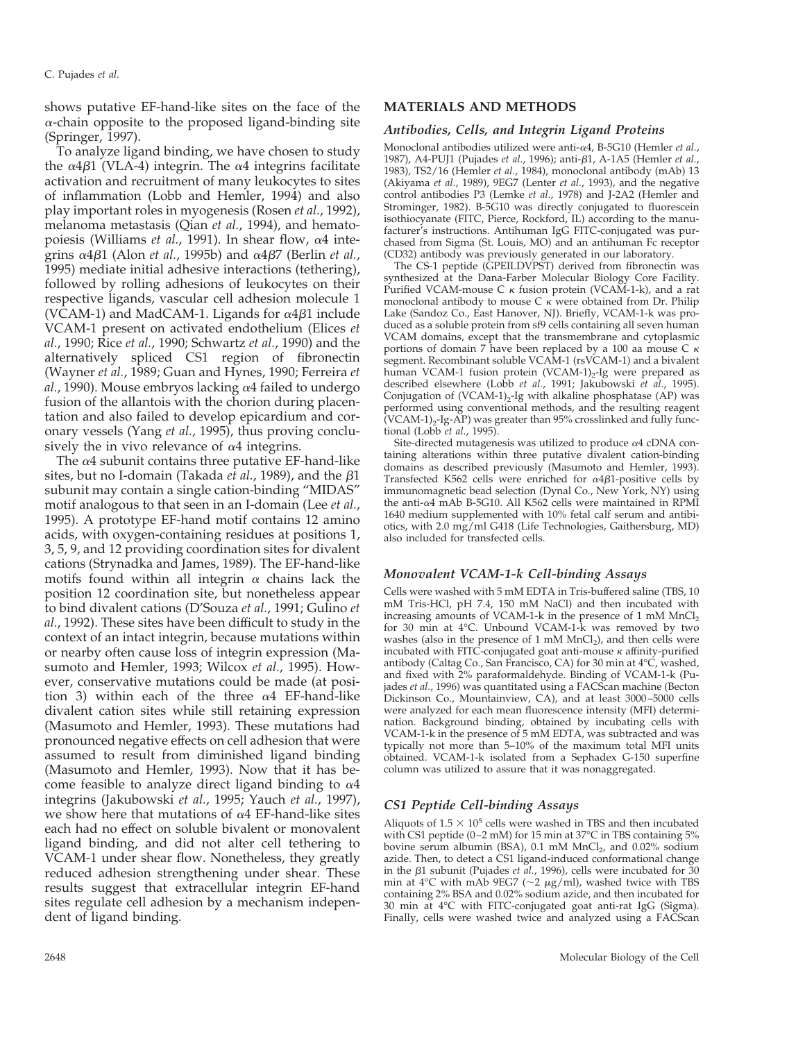shows putative EF-hand-like sites on the face of the α-chain opposite to the proposed ligand-binding site (Springer, 1997).

To analyze ligand binding, we have chosen to study the α4β1 (VLA-4) integrin. The α4 integrins facilitate activation and recruitment of many leukocytes to sites of inflammation (Lobb and Hemler, 1994) and also play important roles in myogenesis (Rosen *et al.*, 1992), melanoma metastasis (Qian *et al.*, 1994), and hematopoiesis (Williams *et al.*, 1991). In shear flow, α4 integrins α4β1 (Alon *et al.*, 1995b) and α4β7 (Berlin *et al.*, 1995) mediate initial adhesive interactions (tethering), followed by rolling adhesions of leukocytes on their respective ligands, vascular cell adhesion molecule 1 (VCAM-1) and MadCAM-1. Ligands for α4β1 include VCAM-1 present on activated endothelium (Elices *et al.*, 1990; Rice *et al.*, 1990; Schwartz *et al.*, 1990) and the alternatively spliced CS1 region of fibronectin (Wayner *et al.*, 1989; Guan and Hynes, 1990; Ferreira *et al.*, 1990). Mouse embryos lacking α4 failed to undergo fusion of the allantois with the chorion during placentation and also failed to develop epicardium and coronary vessels (Yang *et al.*, 1995), thus proving conclusively the in vivo relevance of α4 integrins.

The α4 subunit contains three putative EF-hand-like sites, but no I-domain (Takada *et al.*, 1989), and the β1 subunit may contain a single cation-binding "MIDAS" motif analogous to that seen in an I-domain (Lee *et al.*, 1995). A prototype EF-hand motif contains 12 amino acids, with oxygen-containing residues at positions 1, 3, 5, 9, and 12 providing coordination sites for divalent cations (Strynadka and James, 1989). The EF-hand-like motifs found within all integrin α chains lack the position 12 coordination site, but nonetheless appear to bind divalent cations (D'Souza *et al.*, 1991; Gulino *et al.*, 1992). These sites have been difficult to study in the context of an intact integrin, because mutations within or nearby often cause loss of integrin expression (Masumoto and Hemler, 1993; Wilcox *et al.*, 1995). However, conservative mutations could be made (at position 3) within each of the three α4 EF-hand-like divalent cation sites while still retaining expression (Masumoto and Hemler, 1993). These mutations had pronounced negative effects on cell adhesion that were assumed to result from diminished ligand binding (Masumoto and Hemler, 1993). Now that it has become feasible to analyze direct ligand binding to α4 integrins (Jakubowski *et al.*, 1995; Yauch *et al.*, 1997), we show here that mutations of α4 EF-hand-like sites each had no effect on soluble bivalent or monovalent ligand binding, and did not alter cell tethering to VCAM-1 under shear flow. Nonetheless, they greatly reduced adhesion strengthening under shear. These results suggest that extracellular integrin EF-hand sites regulate cell adhesion by a mechanism independent of ligand binding.

## MATERIALS AND METHODS

### *Antibodies, Cells, and Integrin Ligand Proteins*

Monoclonal antibodies utilized were anti-α4, B-5G10 (Hemler *et al.*, 1987), A4-PUJ1 (Pujades *et al.*, 1996); anti-β1, A-1A5 (Hemler *et al.*, 1983), TS2/16 (Hemler *et al.*, 1984), monoclonal antibody (mAb) 13 (Akiyama *et al.*, 1989), 9EG7 (Lenter *et al.*, 1993), and the negative control antibodies P3 (Lemke *et al.*, 1978) and J-2A2 (Hemler and Strominger, 1982). B-5G10 was directly conjugated to fluorescein isothiocyanate (FITC, Pierce, Rockford, IL) according to the manufacturer's instructions. Antihuman IgG FITC-conjugated was purchased from Sigma (St. Louis, MO) and an antihuman Fc receptor (CD32) antibody was previously generated in our laboratory.

The CS-1 peptide (GPEILDVPST) derived from fibronectin was synthesized at the Dana-Farber Molecular Biology Core Facility. Purified VCAM-mouse C κ fusion protein (VCAM-1-k), and a rat monoclonal antibody to mouse C κ were obtained from Dr. Philip Lake (Sandoz Co., East Hanover, NJ). Briefly, VCAM-1-k was produced as a soluble protein from sf9 cells containing all seven human VCAM domains, except that the transmembrane and cytoplasmic portions of domain 7 have been replaced by a 100 aa mouse C κ segment. Recombinant soluble VCAM-1 (rsVCAM-1) and a bivalent human VCAM-1 fusion protein $(\text{VCAM-1})_2$-Ig were prepared as described elsewhere (Lobb *et al.*, 1991; Jakubowski *et al.*, 1995). Conjugation of $(\text{VCAM-1})_2$-Ig with alkaline phosphatase (AP) was performed using conventional methods, and the resulting reagent $(\text{VCAM-1})_2$-Ig-AP) was greater than 95% crosslinked and fully functional (Lobb *et al.*, 1995).

Site-directed mutagenesis was utilized to produce α4 cDNA containing alterations within three putative divalent cation-binding domains as described previously (Masumoto and Hemler, 1993). Transfected K562 cells were enriched for α4β1-positive cells by immunomagnetic bead selection (Dynal Co., New York, NY) using the anti-α4 mAb B-5G10. All K562 cells were maintained in RPMI 1640 medium supplemented with 10% fetal calf serum and antibiotics, with 2.0 mg/ml G418 (Life Technologies, Gaithersburg, MD) also included for transfected cells.

### *Monovalent VCAM-1-k Cell-binding Assays*

Cells were washed with 5 mM EDTA in Tris-buffered saline (TBS, 10 mM Tris-HCl, pH 7.4, 150 mM NaCl) and then incubated with increasing amounts of VCAM-1-k in the presence of 1 mM $MnCl_2$ for 30 min at 4°C. Unbound VCAM-1-k was removed by two washes (also in the presence of 1 mM $MnCl_2$), and then cells were incubated with FITC-conjugated goat anti-mouse κ affinity-purified antibody (Caltag Co., San Francisco, CA) for 30 min at 4°C, washed, and fixed with 2% paraformaldehyde. Binding of VCAM-1-k (Pujades *et al.*, 1996) was quantitated using a FACScan machine (Becton Dickinson Co., Mountainview, CA), and at least 3000–5000 cells were analyzed for each mean fluorescence intensity (MFI) determination. Background binding, obtained by incubating cells with VCAM-1-k in the presence of 5 mM EDTA, was subtracted and was typically not more than 5–10% of the maximum total MFI units obtained. VCAM-1-k isolated from a Sephadex G-150 superfine column was utilized to assure that it was nonaggregated.

### *CS1 Peptide Cell-binding Assays*

Aliquots of $1.5 \times 10^5$ cells were washed in TBS and then incubated with CS1 peptide (0–2 mM) for 15 min at 37°C in TBS containing 5% bovine serum albumin (BSA), 0.1 mM $MnCl_2$, and 0.02% sodium azide. Then, to detect a CS1 ligand-induced conformational change in the β1 subunit (Pujades *et al.*, 1996), cells were incubated for 30 min at 4°C with mAb 9EG7 (~2 μg/ml), washed twice with TBS containing 2% BSA and 0.02% sodium azide, and then incubated for 30 min at 4°C with FITC-conjugated goat anti-rat IgG (Sigma). Finally, cells were washed twice and analyzed using a FACScan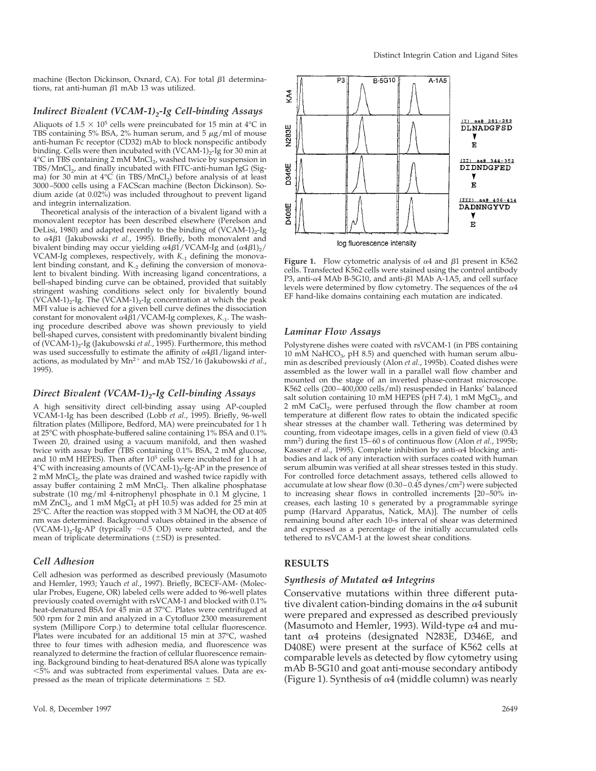machine (Becton Dickinson, Oxnard, CA). For total β1 determinations, rat anti-human β1 mAb 13 was utilized.

### Indirect Bivalent $(VCAM\text{-}1)_2$-Ig Cell-binding Assays

Aliquots of $1.5 \times 10^5$ cells were preincubated for 15 min at 4°C in TBS containing 5% BSA, 2% human serum, and 5 μg/ml of mouse anti-human Fc receptor (CD32) mAb to block nonspecific antibody binding. Cells were then incubated with $(VCAM\text{-}1)_2$-Ig for 30 min at 4°C in TBS containing 2 mM $MnCl_2$, washed twice by suspension in TBS/$MnCl_2$, and finally incubated with FITC-anti-human IgG (Sigma) for 30 min at 4°C (in TBS/$MnCl_2$) before analysis of at least 3000–5000 cells using a FACScan machine (Becton Dickinson). Sodium azide (at 0.02%) was included throughout to prevent ligand and integrin internalization.

Theoretical analysis of the interaction of a bivalent ligand with a monovalent receptor has been described elsewhere (Perelson and DeLisi, 1980) and adapted recently to the binding of $(VCAM\text{-}1)_2$-Ig to α4β1 (Jakubowski *et al.*, 1995). Briefly, both monovalent and bivalent binding may occur yielding α4β1/VCAM-Ig and $(\alpha4\beta1)_2$/VCAM-Ig complexes, respectively, with $K_{-1}$ defining the monovalent binding constant, and $K_{-2}$ defining the conversion of monovalent to bivalent binding. With increasing ligand concentrations, a bell-shaped binding curve can be obtained, provided that suitably stringent washing conditions select only for bivalently bound $(VCAM\text{-}1)_2$-Ig. The $(VCAM\text{-}1)_2$-Ig concentration at which the peak MFI value is achieved for a given bell curve defines the dissociation constant for monovalent α4β1/VCAM-Ig complexes, $K_{-1}$. The washing procedure described above was shown previously to yield bell-shaped curves, consistent with predominantly bivalent binding of $(VCAM\text{-}1)_2$-Ig (Jakubowski *et al.*, 1995). Furthermore, this method was used successfully to estimate the affinity of α4β1/ligand interactions, as modulated by $Mn^{2+}$ and mAb TS2/16 (Jakubowski *et al.*, 1995).

### Direct Bivalent $(VCAM\text{-}1)_2$-Ig Cell-binding Assays

A high sensitivity direct cell-binding assay using AP-coupled VCAM-1-Ig has been described (Lobb *et al.*, 1995). Briefly, 96-well filtration plates (Millipore, Bedford, MA) were preincubated for 1 h at 25°C with phosphate-buffered saline containing 1% BSA and 0.1% Tween 20, drained using a vacuum manifold, and then washed twice with assay buffer (TBS containing 0.1% BSA, 2 mM glucose, and 10 mM HEPES). Then after $10^5$ cells were incubated for 1 h at 4°C with increasing amounts of $(VCAM\text{-}1)_2$-Ig-AP in the presence of 2 mM $MnCl_2$, the plate was drained and washed twice rapidly with assay buffer containing 2 mM $MnCl_2$. Then alkaline phosphatase substrate (10 mg/ml 4-nitrophenyl phosphate in 0.1 M glycine, 1 mM $ZnCl_2$, and 1 mM $MgCl_2$ at pH 10.5) was added for 25 min at 25°C. After the reaction was stopped with 3 M NaOH, the OD at 405 nm was determined. Background values obtained in the absence of $(VCAM\text{-}1)_2$-Ig-AP (typically ~0.5 OD) were subtracted, and the mean of triplicate determinations (±SD) is presented.

### Cell Adhesion

Cell adhesion was performed as described previously (Masumoto and Hemler, 1993; Yauch *et al.*, 1997). Briefly, BCECF-AM- (Molecular Probes, Eugene, OR) labeled cells were added to 96-well plates previously coated overnight with rsVCAM-1 and blocked with 0.1% heat-denatured BSA for 45 min at 37°C. Plates were centrifuged at 500 rpm for 2 min and analyzed in a Cytofluor 2300 measurement system (Millipore Corp.) to determine total cellular fluorescence. Plates were incubated for an additional 15 min at 37°C, washed three to four times with adhesion media, and fluorescence was reanalyzed to determine the fraction of cellular fluorescence remaining. Background binding to heat-denatured BSA alone was typically <5% and was subtracted from experimental values. Data are expressed as the mean of triplicate determinations ± SD.

**Figure 1.** Flow cytometric analysis of α4 and β1 present in K562 cells. Transfected K562 cells were stained using the control antibody P3, anti-α4 MAb B-5G10, and anti-β1 MAb A-1A5, and cell surface levels were determined by flow cytometry. The sequences of the α4 EF hand-like domains containing each mutation are indicated.

### Laminar Flow Assays

Polystyrene dishes were coated with rsVCAM-1 (in PBS containing 10 mM $NaHCO_3$, pH 8.5) and quenched with human serum albumin as described previously (Alon *et al.*, 1995b). Coated dishes were assembled as the lower wall in a parallel wall flow chamber and mounted on the stage of an inverted phase-contrast microscope. K562 cells (200–400,000 cells/ml) resuspended in Hanks' balanced salt solution containing 10 mM HEPES (pH 7.4), 1 mM $MgCl_2$, and 2 mM $CaCl_2$, were perfused through the flow chamber at room temperature at different flow rates to obtain the indicated specific shear stresses at the chamber wall. Tethering was determined by counting, from videotape images, cells in a given field of view (0.43 $mm^2$) during the first 15–60 s of continuous flow (Alon *et al.*, 1995b; Kassner *et al.*, 1995). Complete inhibition by anti-α4 blocking antibodies and lack of any interaction with surfaces coated with human serum albumin was verified at all shear stresses tested in this study. For controlled force detachment assays, tethered cells allowed to accumulate at low shear flow (0.30–0.45 dynes/$cm^2$) were subjected to increasing shear flows in controlled increments [20–50% increases, each lasting 10 s generated by a programmable syringe pump (Harvard Apparatus, Natick, MA)]. The number of cells remaining bound after each 10-s interval of shear was determined and expressed as a percentage of the initially accumulated cells tethered to rsVCAM-1 at the lowest shear conditions.

## RESULTS

### Synthesis of Mutated α4 Integrins

Conservative mutations within three different putative divalent cation-binding domains in the α4 subunit were prepared and expressed as described previously (Masumoto and Hemler, 1993). Wild-type α4 and mutant α4 proteins (designated N283E, D346E, and D408E) were present at the surface of K562 cells at comparable levels as detected by flow cytometry using mAb B-5G10 and goat anti-mouse secondary antibody (Figure 1). Synthesis of α4 (middle column) was nearly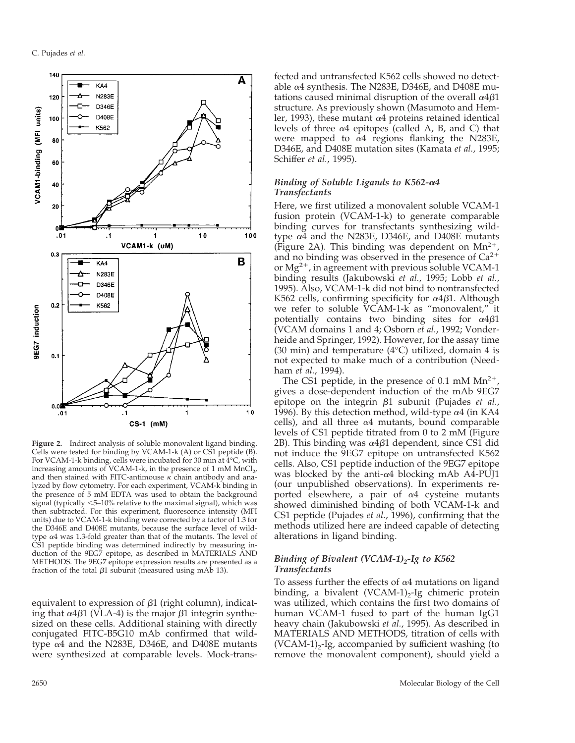**Figure 2.** Indirect analysis of soluble monovalent ligand binding. Cells were tested for binding by VCAM-1-k (A) or CS1 peptide (B). For VCAM-1-k binding, cells were incubated for 30 min at 4°C, with increasing amounts of VCAM-1-k, in the presence of 1 mM $MnCl_2$, and then stained with FITC-antimouse $\kappa$ chain antibody and analyzed by flow cytometry. For each experiment, VCAM-k binding in the presence of 5 mM EDTA was used to obtain the background signal (typically <5–10% relative to the maximal signal), which was then subtracted. For this experiment, fluorescence intensity (MFI units) due to VCAM-1-k binding were corrected by a factor of 1.3 for the D346E and D408E mutants, because the surface level of wild-type $\alpha$4 was 1.3-fold greater than that of the mutants. The level of CS1 peptide binding was determined indirectly by measuring induction of the 9EG7 epitope, as described in MATERIALS AND METHODS. The 9EG7 epitope expression results are presented as a fraction of the total $\beta$1 subunit (measured using mAb 13).

equivalent to expression of $\beta$1 (right column), indicating that $\alpha 4\beta 1$ (VLA-4) is the major $\beta$1 integrin synthesized on these cells. Additional staining with directly conjugated FITC-B5G10 mAb confirmed that wild-type $\alpha$4 and the N283E, D346E, and D408E mutants were synthesized at comparable levels. Mock-transfected and untransfected K562 cells showed no detectable $\alpha$4 synthesis. The N283E, D346E, and D408E mutations caused minimal disruption of the overall $\alpha 4\beta 1$ structure. As previously shown (Masumoto and Hemler, 1993), these mutant $\alpha$4 proteins retained identical levels of three $\alpha$4 epitopes (called A, B, and C) that were mapped to $\alpha$4 regions flanking the N283E, D346E, and D408E mutation sites (Kamata *et al.*, 1995; Schiffer *et al.*, 1995).

### *Binding of Soluble Ligands to K562-$\alpha$4 Transfectants*

Here, we first utilized a monovalent soluble VCAM-1 fusion protein (VCAM-1-k) to generate comparable binding curves for transfectants synthesizing wild-type $\alpha$4 and the N283E, D346E, and D408E mutants (Figure 2A). This binding was dependent on $Mn^{2+}$, and no binding was observed in the presence of $Ca^{2+}$ or $Mg^{2+}$, in agreement with previous soluble VCAM-1 binding results (Jakubowski *et al.*, 1995; Lobb *et al.*, 1995). Also, VCAM-1-k did not bind to nontransfected K562 cells, confirming specificity for $\alpha 4\beta 1$. Although we refer to soluble VCAM-1-k as "monovalent," it potentially contains two binding sites for $\alpha 4\beta 1$ (VCAM domains 1 and 4; Osborn *et al.*, 1992; Vonderheide and Springer, 1992). However, for the assay time (30 min) and temperature (4°C) utilized, domain 4 is not expected to make much of a contribution (Needham *et al.*, 1994).

The CS1 peptide, in the presence of 0.1 mM $Mn^{2+}$, gives a dose-dependent induction of the mAb 9EG7 epitope on the integrin $\beta$1 subunit (Pujades *et al.*, 1996). By this detection method, wild-type $\alpha$4 (in KA4 cells), and all three $\alpha$4 mutants, bound comparable levels of CS1 peptide titrated from 0 to 2 mM (Figure 2B). This binding was $\alpha 4\beta 1$ dependent, since CS1 did not induce the 9EG7 epitope on untransfected K562 cells. Also, CS1 peptide induction of the 9EG7 epitope was blocked by the anti-$\alpha$4 blocking mAb A4-PUJ1 (our unpublished observations). In experiments reported elsewhere, a pair of $\alpha$4 cysteine mutants showed diminished binding of both VCAM-1-k and CS1 peptide (Pujades *et al.*, 1996), confirming that the methods utilized here are indeed capable of detecting alterations in ligand binding.

### *Binding of Bivalent $(VCAM\text{-}1)_2$-Ig to K562 Transfectants*

To assess further the effects of $\alpha$4 mutations on ligand binding, a bivalent $(VCAM\text{-}1)_2$-Ig chimeric protein was utilized, which contains the first two domains of human VCAM-1 fused to part of the human IgG1 heavy chain (Jakubowski *et al.*, 1995). As described in MATERIALS AND METHODS, titration of cells with $(VCAM\text{-}1)_2$-Ig, accompanied by sufficient washing (to remove the monovalent component), should yield a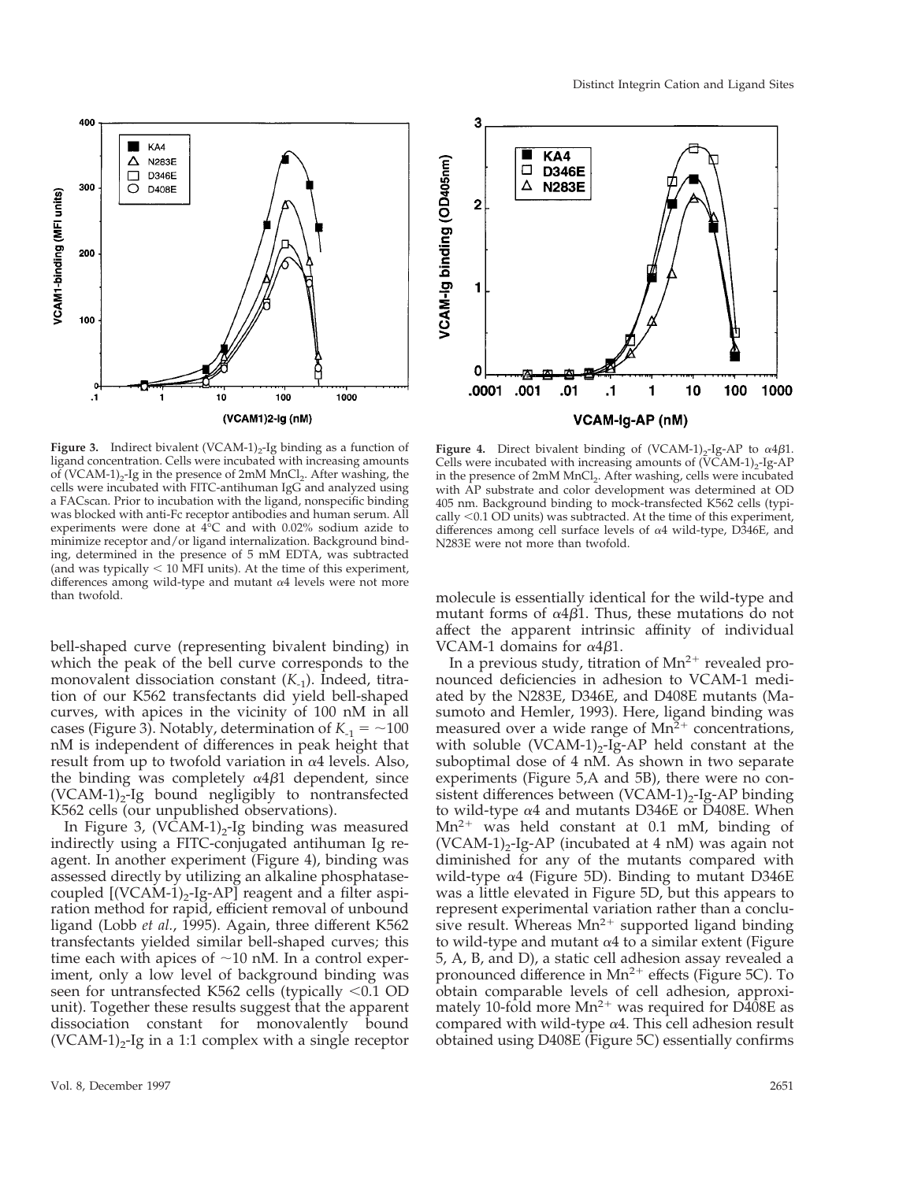**Figure 3.** Indirect bivalent $(VCAM\text{-}1)_2$-Ig binding as a function of ligand concentration. Cells were incubated with increasing amounts of $(VCAM\text{-}1)_2$-Ig in the presence of 2mM $MnCl_2$. After washing, the cells were incubated with FITC-antihuman IgG and analyzed using a FACscan. Prior to incubation with the ligand, nonspecific binding was blocked with anti-Fc receptor antibodies and human serum. All experiments were done at 4°C and with 0.02% sodium azide to minimize receptor and/or ligand internalization. Background binding, determined in the presence of 5 mM EDTA, was subtracted (and was typically < 10 MFI units). At the time of this experiment, differences among wild-type and mutant α4 levels were not more than twofold.

**Figure 4.** Direct bivalent binding of $(VCAM\text{-}1)_2$-Ig-AP to α4β1. Cells were incubated with increasing amounts of $(VCAM\text{-}1)_2$-Ig-AP in the presence of 2mM $MnCl_2$. After washing, cells were incubated with AP substrate and color development was determined at OD 405 nm. Background binding to mock-transfected K562 cells (typically <0.1 OD units) was subtracted. At the time of this experiment, differences among cell surface levels of α4 wild-type, D346E, and N283E were not more than twofold.

bell-shaped curve (representing bivalent binding) in which the peak of the bell curve corresponds to the monovalent dissociation constant ($K_{-1}$). Indeed, titration of our K562 transfectants did yield bell-shaped curves, with apices in the vicinity of 100 nM in all cases (Figure 3). Notably, determination of $K_{-1} = \sim 100$ nM is independent of differences in peak height that result from up to twofold variation in α4 levels. Also, the binding was completely α4β1 dependent, since $(VCAM\text{-}1)_2$-Ig bound negligibly to nontransfected K562 cells (our unpublished observations).

In Figure 3, $(VCAM\text{-}1)_2$-Ig binding was measured indirectly using a FITC-conjugated antihuman Ig reagent. In another experiment (Figure 4), binding was assessed directly by utilizing an alkaline phosphatase-coupled [$(VCAM\text{-}1)_2$-Ig-AP] reagent and a filter aspiration method for rapid, efficient removal of unbound ligand (Lobb *et al.*, 1995). Again, three different K562 transfectants yielded similar bell-shaped curves; this time each with apices of ~10 nM. In a control experiment, only a low level of background binding was seen for untransfected K562 cells (typically <0.1 OD unit). Together these results suggest that the apparent dissociation constant for monovalently bound $(VCAM\text{-}1)_2$-Ig in a 1:1 complex with a single receptor molecule is essentially identical for the wild-type and mutant forms of α4β1. Thus, these mutations do not affect the apparent intrinsic affinity of individual VCAM-1 domains for α4β1.

In a previous study, titration of $Mn^{2+}$ revealed pronounced deficiencies in adhesion to VCAM-1 mediated by the N283E, D346E, and D408E mutants (Masumoto and Hemler, 1993). Here, ligand binding was measured over a wide range of $Mn^{2+}$ concentrations, with soluble $(VCAM\text{-}1)_2$-Ig-AP held constant at the suboptimal dose of 4 nM. As shown in two separate experiments (Figure 5,A and 5B), there were no consistent differences between $(VCAM\text{-}1)_2$-Ig-AP binding to wild-type α4 and mutants D346E or D408E. When $Mn^{2+}$ was held constant at 0.1 mM, binding of $(VCAM\text{-}1)_2$-Ig-AP (incubated at 4 nM) was again not diminished for any of the mutants compared with wild-type α4 (Figure 5D). Binding to mutant D346E was a little elevated in Figure 5D, but this appears to represent experimental variation rather than a conclusive result. Whereas $Mn^{2+}$ supported ligand binding to wild-type and mutant α4 to a similar extent (Figure 5, A, B, and D), a static cell adhesion assay revealed a pronounced difference in $Mn^{2+}$ effects (Figure 5C). To obtain comparable levels of cell adhesion, approximately 10-fold more $Mn^{2+}$ was required for D408E as compared with wild-type α4. This cell adhesion result obtained using D408E (Figure 5C) essentially confirms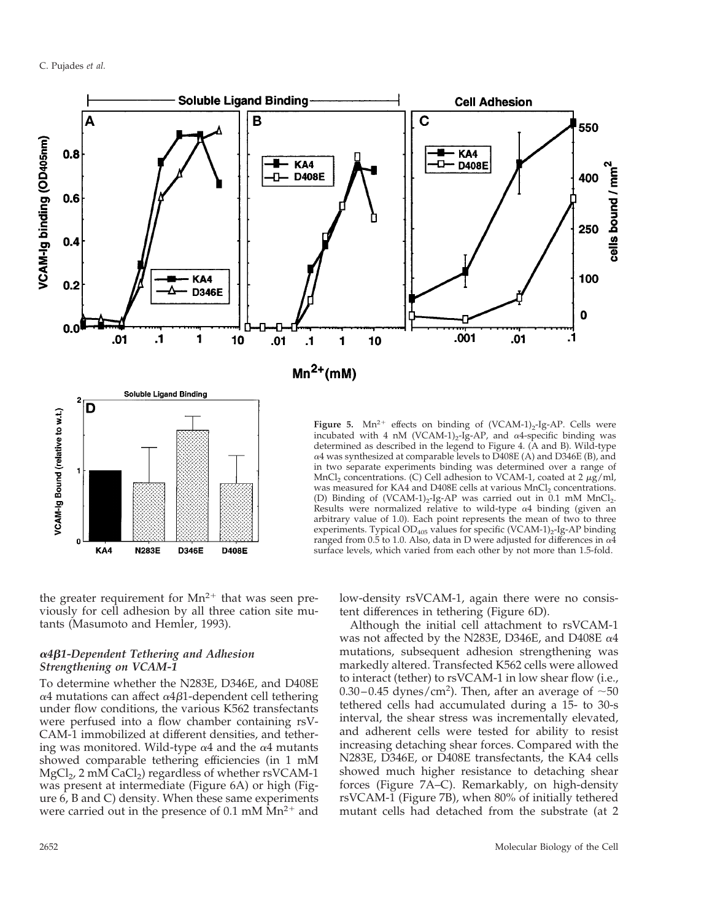**Figure 5.** $Mn^{2+}$ effects on binding of $(VCAM\text{-}1)_2$-Ig-AP. Cells were incubated with 4 nM $(VCAM\text{-}1)_2$-Ig-AP, and α4-specific binding was determined as described in the legend to Figure 4. (A and B). Wild-type α4 was synthesized at comparable levels to D408E (A) and D346E (B), and in two separate experiments binding was determined over a range of $MnCl_2$ concentrations. (C) Cell adhesion to VCAM-1, coated at 2 μg/ml, was measured for KA4 and D408E cells at various $MnCl_2$ concentrations. (D) Binding of $(VCAM\text{-}1)_2$-Ig-AP was carried out in 0.1 mM $MnCl_2$. Results were normalized relative to wild-type α4 binding (given an arbitrary value of 1.0). Each point represents the mean of two to three experiments. Typical $OD_{405}$ values for specific $(VCAM\text{-}1)_2$-Ig-AP binding ranged from 0.5 to 1.0. Also, data in D were adjusted for differences in α4 surface levels, which varied from each other by not more than 1.5-fold.

the greater requirement for $Mn^{2+}$ that was seen previously for cell adhesion by all three cation site mutants (Masumoto and Hemler, 1993).

### *α4β1-Dependent Tethering and Adhesion Strengthening on VCAM-1*

To determine whether the N283E, D346E, and D408E α4 mutations can affect α4β1-dependent cell tethering under flow conditions, the various K562 transfectants were perfused into a flow chamber containing rsVCAM-1 immobilized at different densities, and tethering was monitored. Wild-type α4 and the α4 mutants showed comparable tethering efficiencies (in 1 mM $MgCl_2$, 2 mM $CaCl_2$) regardless of whether rsVCAM-1 was present at intermediate (Figure 6A) or high (Figure 6, B and C) density. When these same experiments were carried out in the presence of 0.1 mM $Mn^{2+}$ and low-density rsVCAM-1, again there were no consistent differences in tethering (Figure 6D).

Although the initial cell attachment to rsVCAM-1 was not affected by the N283E, D346E, and D408E α4 mutations, subsequent adhesion strengthening was markedly altered. Transfected K562 cells were allowed to interact (tether) to rsVCAM-1 in low shear flow (i.e., 0.30–0.45 dynes/$cm^2$). Then, after an average of ~50 tethered cells had accumulated during a 15- to 30-s interval, the shear stress was incrementally elevated, and adherent cells were tested for ability to resist increasing detaching shear forces. Compared with the N283E, D346E, or D408E transfectants, the KA4 cells showed much higher resistance to detaching shear forces (Figure 7A–C). Remarkably, on high-density rsVCAM-1 (Figure 7B), when 80% of initially tethered mutant cells had detached from the substrate (at 2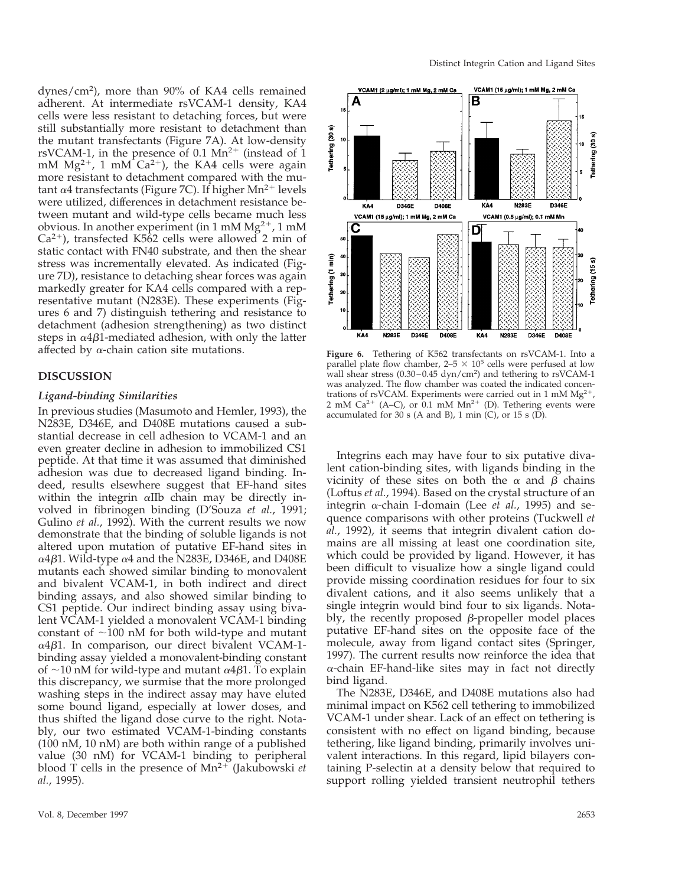dynes/cm$^2$), more than 90% of KA4 cells remained adherent. At intermediate rsVCAM-1 density, KA4 cells were less resistant to detaching forces, but were still substantially more resistant to detachment than the mutant transfectants (Figure 7A). At low-density rsVCAM-1, in the presence of 0.1 $Mn^{2+}$ (instead of 1 mM $Mg^{2+}$, 1 mM $Ca^{2+}$), the KA4 cells were again more resistant to detachment compared with the mutant $\alpha 4$ transfectants (Figure 7C). If higher $Mn^{2+}$ levels were utilized, differences in detachment resistance between mutant and wild-type cells became much less obvious. In another experiment (in 1 mM $Mg^{2+}$, 1 mM $Ca^{2+}$), transfected K562 cells were allowed 2 min of static contact with FN40 substrate, and then the shear stress was incrementally elevated. As indicated (Figure 7D), resistance to detaching shear forces was again markedly greater for KA4 cells compared with a representative mutant (N283E). These experiments (Figures 6 and 7) distinguish tethering and resistance to detachment (adhesion strengthening) as two distinct steps in $\alpha 4\beta 1$-mediated adhesion, with only the latter affected by $\alpha$-chain cation site mutations.

**Figure 6.** Tethering of K562 transfectants on rsVCAM-1. Into a parallel plate flow chamber, 2–5 × $10^5$ cells were perfused at low wall shear stress (0.30–0.45 dyn/cm$^2$) and tethering to rsVCAM-1 was analyzed. The flow chamber was coated the indicated concentrations of rsVCAM. Experiments were carried out in 1 mM $Mg^{2+}$, 2 mM $Ca^{2+}$ (A–C), or 0.1 mM $Mn^{2+}$ (D). Tethering events were accumulated for 30 s (A and B), 1 min (C), or 15 s (D).

## DISCUSSION

### *Ligand-binding Similarities*

In previous studies (Masumoto and Hemler, 1993), the N283E, D346E, and D408E mutations caused a substantial decrease in cell adhesion to VCAM-1 and an even greater decline in adhesion to immobilized CS1 peptide. At that time it was assumed that diminished adhesion was due to decreased ligand binding. Indeed, results elsewhere suggest that EF-hand sites within the integrin $\alpha$IIb chain may be directly involved in fibrinogen binding (D'Souza *et al.*, 1991; Gulino *et al.*, 1992). With the current results we now demonstrate that the binding of soluble ligands is not altered upon mutation of putative EF-hand sites in $\alpha 4\beta 1$. Wild-type $\alpha 4$ and the N283E, D346E, and D408E mutants each showed similar binding to monovalent and bivalent VCAM-1, in both indirect and direct binding assays, and also showed similar binding to CS1 peptide. Our indirect binding assay using bivalent VCAM-1 yielded a monovalent VCAM-1 binding constant of ~100 nM for both wild-type and mutant $\alpha 4\beta 1$. In comparison, our direct bivalent VCAM-1-binding assay yielded a monovalent-binding constant of ~10 nM for wild-type and mutant $\alpha 4\beta 1$. To explain this discrepancy, we surmise that the more prolonged washing steps in the indirect assay may have eluted some bound ligand, especially at lower doses, and thus shifted the ligand dose curve to the right. Notably, our two estimated VCAM-1-binding constants (100 nM, 10 nM) are both within range of a published value (30 nM) for VCAM-1 binding to peripheral blood T cells in the presence of $Mn^{2+}$ (Jakubowski *et al.*, 1995).

Integrins each may have four to six putative divalent cation-binding sites, with ligands binding in the vicinity of these sites on both the $\alpha$ and $\beta$ chains (Loftus *et al.*, 1994). Based on the crystal structure of an integrin $\alpha$-chain I-domain (Lee *et al.*, 1995) and sequence comparisons with other proteins (Tuckwell *et al.*, 1992), it seems that integrin divalent cation domains are all missing at least one coordination site, which could be provided by ligand. However, it has been difficult to visualize how a single ligand could provide missing coordination residues for four to six divalent cations, and it also seems unlikely that a single integrin would bind four to six ligands. Notably, the recently proposed $\beta$-propeller model places putative EF-hand sites on the opposite face of the molecule, away from ligand contact sites (Springer, 1997). The current results now reinforce the idea that $\alpha$-chain EF-hand-like sites may in fact not directly bind ligand.

The N283E, D346E, and D408E mutations also had minimal impact on K562 cell tethering to immobilized VCAM-1 under shear. Lack of an effect on tethering is consistent with no effect on ligand binding, because tethering, like ligand binding, primarily involves univalent interactions. In this regard, lipid bilayers containing P-selectin at a density below that required to support rolling yielded transient neutrophil tethers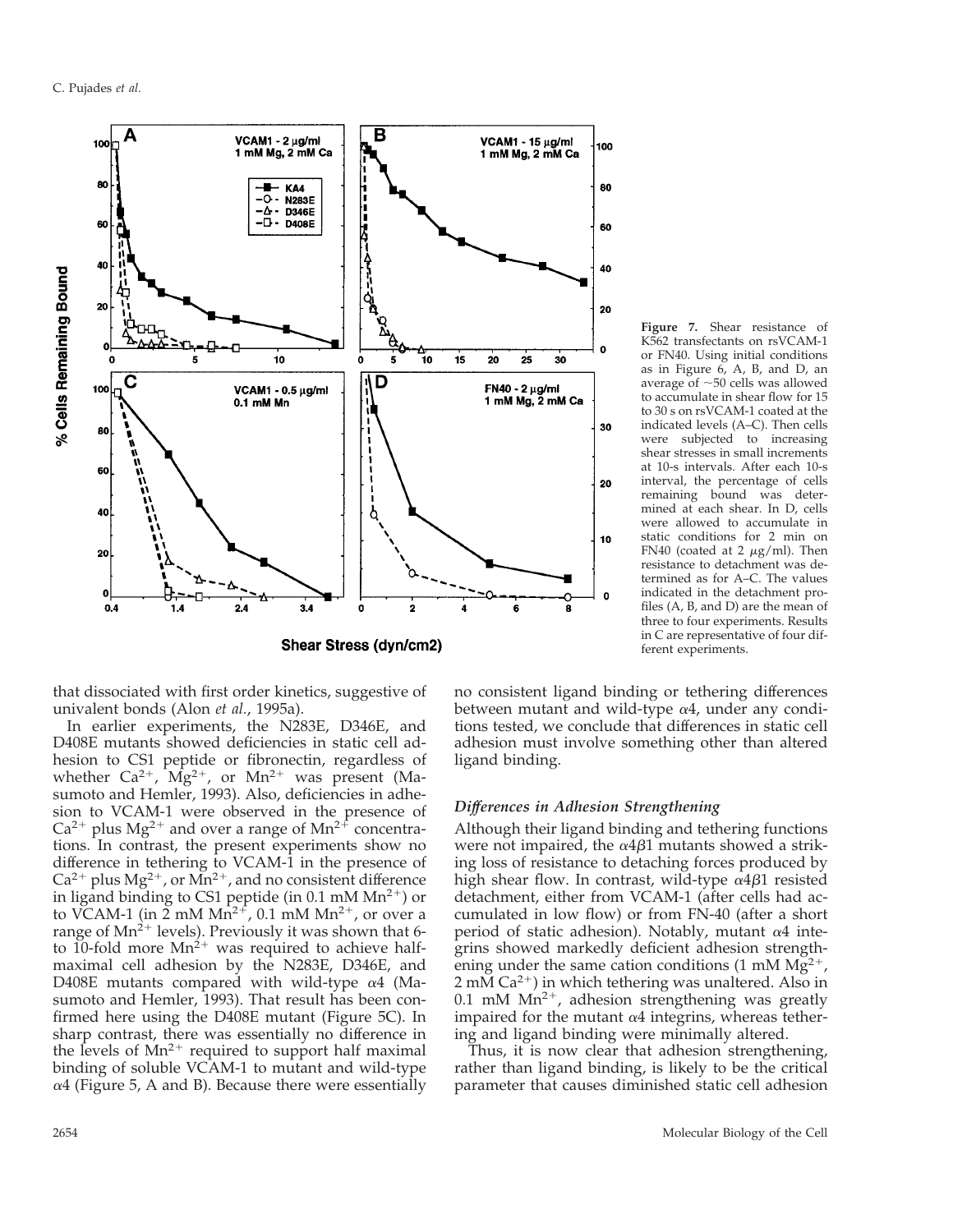**Figure 7.** Shear resistance of K562 transfectants on rsVCAM-1 or FN40. Using initial conditions as in Figure 6, A, B, and D, an average of ~50 cells was allowed to accumulate in shear flow for 15 to 30 s on rsVCAM-1 coated at the indicated levels (A–C). Then cells were subjected to increasing shear stresses in small increments at 10-s intervals. After each 10-s interval, the percentage of cells remaining bound was determined at each shear. In D, cells were allowed to accumulate in static conditions for 2 min on FN40 (coated at 2 μg/ml). Then resistance to detachment was determined as for A–C. The values indicated in the detachment profiles (A, B, and D) are the mean of three to four experiments. Results in C are representative of four different experiments.

that dissociated with first order kinetics, suggestive of univalent bonds (Alon *et al.*, 1995a).

In earlier experiments, the N283E, D346E, and D408E mutants showed deficiencies in static cell adhesion to CS1 peptide or fibronectin, regardless of whether $Ca^{2+}$, $Mg^{2+}$, or $Mn^{2+}$ was present (Masumoto and Hemler, 1993). Also, deficiencies in adhesion to VCAM-1 were observed in the presence of $Ca^{2+}$ plus $Mg^{2+}$ and over a range of $Mn^{2+}$ concentrations. In contrast, the present experiments show no difference in tethering to VCAM-1 in the presence of $Ca^{2+}$ plus $Mg^{2+}$, or $Mn^{2+}$, and no consistent difference in ligand binding to CS1 peptide (in 0.1 mM $Mn^{2+}$) or to VCAM-1 (in 2 mM $Mn^{2+}$, 0.1 mM $Mn^{2+}$, or over a range of $Mn^{2+}$ levels). Previously it was shown that 6- to 10-fold more $Mn^{2+}$ was required to achieve half-maximal cell adhesion by the N283E, D346E, and D408E mutants compared with wild-type α4 (Masumoto and Hemler, 1993). That result has been confirmed here using the D408E mutant (Figure 5C). In sharp contrast, there was essentially no difference in the levels of $Mn^{2+}$ required to support half maximal binding of soluble VCAM-1 to mutant and wild-type α4 (Figure 5, A and B). Because there were essentially no consistent ligand binding or tethering differences between mutant and wild-type α4, under any conditions tested, we conclude that differences in static cell adhesion must involve something other than altered ligand binding.

### *Differences in Adhesion Strengthening*

Although their ligand binding and tethering functions were not impaired, the α4β1 mutants showed a striking loss of resistance to detaching forces produced by high shear flow. In contrast, wild-type α4β1 resisted detachment, either from VCAM-1 (after cells had accumulated in low flow) or from FN-40 (after a short period of static adhesion). Notably, mutant α4 integrins showed markedly deficient adhesion strengthening under the same cation conditions (1 mM $Mg^{2+}$, 2 mM $Ca^{2+}$) in which tethering was unaltered. Also in 0.1 mM $Mn^{2+}$, adhesion strengthening was greatly impaired for the mutant α4 integrins, whereas tethering and ligand binding were minimally altered.

Thus, it is now clear that adhesion strengthening, rather than ligand binding, is likely to be the critical parameter that causes diminished static cell adhesion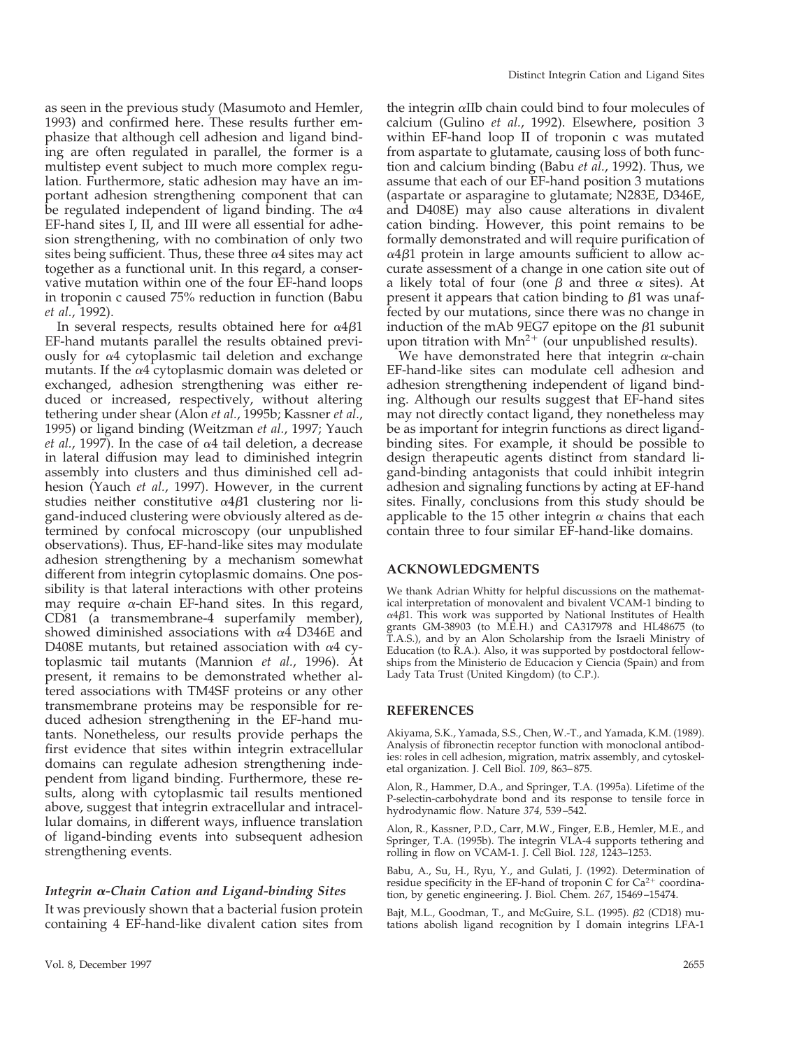as seen in the previous study (Masumoto and Hemler, 1993) and confirmed here. These results further emphasize that although cell adhesion and ligand binding are often regulated in parallel, the former is a multistep event subject to much more complex regulation. Furthermore, static adhesion may have an important adhesion strengthening component that can be regulated independent of ligand binding. The $\alpha 4$ EF-hand sites I, II, and III were all essential for adhesion strengthening, with no combination of only two sites being sufficient. Thus, these three $\alpha 4$ sites may act together as a functional unit. In this regard, a conservative mutation within one of the four EF-hand loops in troponin c caused 75% reduction in function (Babu *et al.*, 1992).

In several respects, results obtained here for $\alpha 4\beta 1$ EF-hand mutants parallel the results obtained previously for $\alpha 4$ cytoplasmic tail deletion and exchange mutants. If the $\alpha 4$ cytoplasmic domain was deleted or exchanged, adhesion strengthening was either reduced or increased, respectively, without altering tethering under shear (Alon *et al.*, 1995b; Kassner *et al.*, 1995) or ligand binding (Weitzman *et al.*, 1997; Yauch *et al.*, 1997). In the case of $\alpha 4$ tail deletion, a decrease in lateral diffusion may lead to diminished integrin assembly into clusters and thus diminished cell adhesion (Yauch *et al.*, 1997). However, in the current studies neither constitutive $\alpha 4\beta 1$ clustering nor ligand-induced clustering were obviously altered as determined by confocal microscopy (our unpublished observations). Thus, EF-hand-like sites may modulate adhesion strengthening by a mechanism somewhat different from integrin cytoplasmic domains. One possibility is that lateral interactions with other proteins may require $\alpha$-chain EF-hand sites. In this regard, CD81 (a transmembrane-4 superfamily member), showed diminished associations with $\alpha 4$ D346E and D408E mutants, but retained association with $\alpha 4$ cytoplasmic tail mutants (Mannion *et al.*, 1996). At present, it remains to be demonstrated whether altered associations with TM4SF proteins or any other transmembrane proteins may be responsible for reduced adhesion strengthening in the EF-hand mutants. Nonetheless, our results provide perhaps the first evidence that sites within integrin extracellular domains can regulate adhesion strengthening independent from ligand binding. Furthermore, these results, along with cytoplasmic tail results mentioned above, suggest that integrin extracellular and intracellular domains, in different ways, influence translation of ligand-binding events into subsequent adhesion strengthening events.

### *Integrin α-Chain Cation and Ligand-binding Sites*

It was previously shown that a bacterial fusion protein containing 4 EF-hand-like divalent cation sites from the integrin $\alpha$IIb chain could bind to four molecules of calcium (Gulino *et al.*, 1992). Elsewhere, position 3 within EF-hand loop II of troponin c was mutated from aspartate to glutamate, causing loss of both function and calcium binding (Babu *et al.*, 1992). Thus, we assume that each of our EF-hand position 3 mutations (aspartate or asparagine to glutamate; N283E, D346E, and D408E) may also cause alterations in divalent cation binding. However, this point remains to be formally demonstrated and will require purification of $\alpha 4\beta 1$ protein in large amounts sufficient to allow accurate assessment of a change in one cation site out of a likely total of four (one $\beta$ and three $\alpha$ sites). At present it appears that cation binding to $\beta 1$ was unaffected by our mutations, since there was no change in induction of the mAb 9EG7 epitope on the $\beta 1$ subunit upon titration with $Mn^{2+}$ (our unpublished results).

We have demonstrated here that integrin $\alpha$-chain EF-hand-like sites can modulate cell adhesion and adhesion strengthening independent of ligand binding. Although our results suggest that EF-hand sites may not directly contact ligand, they nonetheless may be as important for integrin functions as direct ligand-binding sites. For example, it should be possible to design therapeutic agents distinct from standard ligand-binding antagonists that could inhibit integrin adhesion and signaling functions by acting at EF-hand sites. Finally, conclusions from this study should be applicable to the 15 other integrin $\alpha$ chains that each contain three to four similar EF-hand-like domains.

## ACKNOWLEDGMENTS

We thank Adrian Whitty for helpful discussions on the mathematical interpretation of monovalent and bivalent VCAM-1 binding to $\alpha 4\beta 1$. This work was supported by National Institutes of Health grants GM-38903 (to M.E.H.) and CA317978 and HL48675 (to T.A.S.), and by an Alon Scholarship from the Israeli Ministry of Education (to R.A.). Also, it was supported by postdoctoral fellowships from the Ministerio de Educacion y Ciencia (Spain) and from Lady Tata Trust (United Kingdom) (to C.P.).

## REFERENCES

Akiyama, S.K., Yamada, S.S., Chen, W.-T., and Yamada, K.M. (1989). Analysis of fibronectin receptor function with monoclonal antibodies: roles in cell adhesion, migration, matrix assembly, and cytoskeletal organization. J. Cell Biol. *109*, 863–875.

Alon, R., Hammer, D.A., and Springer, T.A. (1995a). Lifetime of the P-selectin-carbohydrate bond and its response to tensile force in hydrodynamic flow. Nature *374*, 539–542.

Alon, R., Kassner, P.D., Carr, M.W., Finger, E.B., Hemler, M.E., and Springer, T.A. (1995b). The integrin VLA-4 supports tethering and rolling in flow on VCAM-1. J. Cell Biol. *128*, 1243–1253.

Babu, A., Su, H., Ryu, Y., and Gulati, J. (1992). Determination of residue specificity in the EF-hand of troponin C for $Ca^{2+}$ coordination, by genetic engineering. J. Biol. Chem. *267*, 15469–15474.

Bajt, M.L., Goodman, T., and McGuire, S.L. (1995). $\beta 2$ (CD18) mutations abolish ligand recognition by I domain integrins LFA-1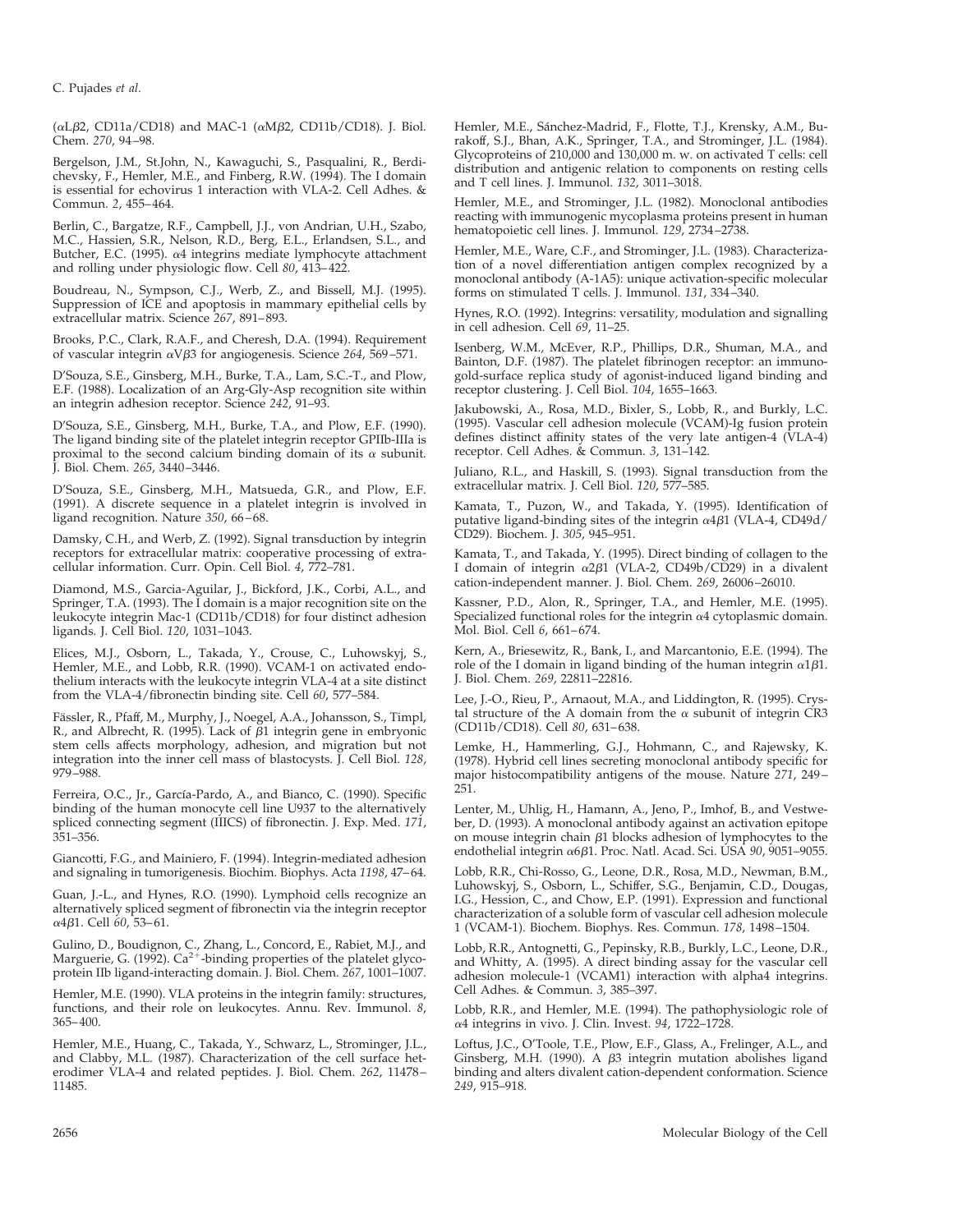($\alpha L\beta 2$, CD11a/CD18) and MAC-1 ($\alpha M\beta 2$, CD11b/CD18). J. Biol. Chem. *270*, 94–98.

Bergelson, J.M., St.John, N., Kawaguchi, S., Pasqualini, R., Berdichevsky, F., Hemler, M.E., and Finberg, R.W. (1994). The I domain is essential for echovirus 1 interaction with VLA-2. Cell Adhes. & Commun. *2*, 455–464.

Berlin, C., Bargatze, R.F., Campbell, J.J., von Andrian, U.H., Szabo, M.C., Hassien, S.R., Nelson, R.D., Berg, E.L., Erlandsen, S.L., and Butcher, E.C. (1995). $\alpha 4$ integrins mediate lymphocyte attachment and rolling under physiologic flow. Cell *80*, 413–422.

Boudreau, N., Sympson, C.J., Werb, Z., and Bissell, M.J. (1995). Suppression of ICE and apoptosis in mammary epithelial cells by extracellular matrix. Science *267*, 891–893.

Brooks, P.C., Clark, R.A.F., and Cheresh, D.A. (1994). Requirement of vascular integrin $\alpha V\beta 3$ for angiogenesis. Science *264*, 569–571.

D'Souza, S.E., Ginsberg, M.H., Burke, T.A., Lam, S.C.-T., and Plow, E.F. (1988). Localization of an Arg-Gly-Asp recognition site within an integrin adhesion receptor. Science *242*, 91–93.

D'Souza, S.E., Ginsberg, M.H., Burke, T.A., and Plow, E.F. (1990). The ligand binding site of the platelet integrin receptor GPIIb-IIIa is proximal to the second calcium binding domain of its $\alpha$ subunit. J. Biol. Chem. *265*, 3440–3446.

D'Souza, S.E., Ginsberg, M.H., Matsueda, G.R., and Plow, E.F. (1991). A discrete sequence in a platelet integrin is involved in ligand recognition. Nature *350*, 66–68.

Damsky, C.H., and Werb, Z. (1992). Signal transduction by integrin receptors for extracellular matrix: cooperative processing of extracellular information. Curr. Opin. Cell Biol. *4*, 772–781.

Diamond, M.S., Garcia-Aguilar, J., Bickford, J.K., Corbi, A.L., and Springer, T.A. (1993). The I domain is a major recognition site on the leukocyte integrin Mac-1 (CD11b/CD18) for four distinct adhesion ligands. J. Cell Biol. *120*, 1031–1043.

Elices, M.J., Osborn, L., Takada, Y., Crouse, C., Luhowskyj, S., Hemler, M.E., and Lobb, R.R. (1990). VCAM-1 on activated endothelium interacts with the leukocyte integrin VLA-4 at a site distinct from the VLA-4/fibronectin binding site. Cell *60*, 577–584.

Fässler, R., Pfaff, M., Murphy, J., Noegel, A.A., Johansson, S., Timpl, R., and Albrecht, R. (1995). Lack of $\beta 1$ integrin gene in embryonic stem cells affects morphology, adhesion, and migration but not integration into the inner cell mass of blastocysts. J. Cell Biol. *128*, 979–988.

Ferreira, O.C., Jr., García-Pardo, A., and Bianco, C. (1990). Specific binding of the human monocyte cell line U937 to the alternatively spliced connecting segment (IIICS) of fibronectin. J. Exp. Med. *171*, 351–356.

Giancotti, F.G., and Mainiero, F. (1994). Integrin-mediated adhesion and signaling in tumorigenesis. Biochim. Biophys. Acta *1198*, 47–64.

Guan, J.-L., and Hynes, R.O. (1990). Lymphoid cells recognize an alternatively spliced segment of fibronectin via the integrin receptor $\alpha 4\beta 1$. Cell *60*, 53–61.

Gulino, D., Boudignon, C., Zhang, L., Concord, E., Rabiet, M.J., and Marguerie, G. (1992). $Ca^{2+}$-binding properties of the platelet glycoprotein IIb ligand-interacting domain. J. Biol. Chem. *267*, 1001–1007.

Hemler, M.E. (1990). VLA proteins in the integrin family: structures, functions, and their role on leukocytes. Annu. Rev. Immunol. *8*, 365–400.

Hemler, M.E., Huang, C., Takada, Y., Schwarz, L., Strominger, J.L., and Clabby, M.L. (1987). Characterization of the cell surface heterodimer VLA-4 and related peptides. J. Biol. Chem. *262*, 11478–11485.

Hemler, M.E., Sánchez-Madrid, F., Flotte, T.J., Krensky, A.M., Burakoff, S.J., Bhan, A.K., Springer, T.A., and Strominger, J.L. (1984). Glycoproteins of 210,000 and 130,000 m. w. on activated T cells: cell distribution and antigenic relation to components on resting cells and T cell lines. J. Immunol. *132*, 3011–3018.

Hemler, M.E., and Strominger, J.L. (1982). Monoclonal antibodies reacting with immunogenic mycoplasma proteins present in human hematopoietic cell lines. J. Immunol. *129*, 2734–2738.

Hemler, M.E., Ware, C.F., and Strominger, J.L. (1983). Characterization of a novel differentiation antigen complex recognized by a monoclonal antibody (A-1A5): unique activation-specific molecular forms on stimulated T cells. J. Immunol. *131*, 334–340.

Hynes, R.O. (1992). Integrins: versatility, modulation and signalling in cell adhesion. Cell *69*, 11–25.

Isenberg, W.M., McEver, R.P., Phillips, D.R., Shuman, M.A., and Bainton, D.F. (1987). The platelet fibrinogen receptor: an immunogold-surface replica study of agonist-induced ligand binding and receptor clustering. J. Cell Biol. *104*, 1655–1663.

Jakubowski, A., Rosa, M.D., Bixler, S., Lobb, R., and Burkly, L.C. (1995). Vascular cell adhesion molecule (VCAM)-Ig fusion protein defines distinct affinity states of the very late antigen-4 (VLA-4) receptor. Cell Adhes. & Commun. *3*, 131–142.

Juliano, R.L., and Haskill, S. (1993). Signal transduction from the extracellular matrix. J. Cell Biol. *120*, 577–585.

Kamata, T., Puzon, W., and Takada, Y. (1995). Identification of putative ligand-binding sites of the integrin $\alpha 4\beta 1$ (VLA-4, CD49d/CD29). Biochem. J. *305*, 945–951.

Kamata, T., and Takada, Y. (1995). Direct binding of collagen to the I domain of integrin $\alpha 2\beta 1$ (VLA-2, CD49b/CD29) in a divalent cation-independent manner. J. Biol. Chem. *269*, 26006–26010.

Kassner, P.D., Alon, R., Springer, T.A., and Hemler, M.E. (1995). Specialized functional roles for the integrin $\alpha 4$ cytoplasmic domain. Mol. Biol. Cell *6*, 661–674.

Kern, A., Briesewitz, R., Bank, I., and Marcantonio, E.E. (1994). The role of the I domain in ligand binding of the human integrin $\alpha 1\beta 1$. J. Biol. Chem. *269*, 22811–22816.

Lee, J.-O., Rieu, P., Arnaout, M.A., and Liddington, R. (1995). Crystal structure of the A domain from the $\alpha$ subunit of integrin CR3 (CD11b/CD18). Cell *80*, 631–638.

Lemke, H., Hammerling, G.J., Hohmann, C., and Rajewsky, K. (1978). Hybrid cell lines secreting monoclonal antibody specific for major histocompatibility antigens of the mouse. Nature *271*, 249–251.

Lenter, M., Uhlig, H., Hamann, A., Jeno, P., Imhof, B., and Vestweber, D. (1993). A monoclonal antibody against an activation epitope on mouse integrin chain $\beta 1$ blocks adhesion of lymphocytes to the endothelial integrin $\alpha 6\beta 1$. Proc. Natl. Acad. Sci. USA *90*, 9051–9055.

Lobb, R.R., Chi-Rosso, G., Leone, D.R., Rosa, M.D., Newman, B.M., Luhowskyj, S., Osborn, L., Schiffer, S.G., Benjamin, C.D., Dougas, I.G., Hession, C., and Chow, E.P. (1991). Expression and functional characterization of a soluble form of vascular cell adhesion molecule 1 (VCAM-1). Biochem. Biophys. Res. Commun. *178*, 1498–1504.

Lobb, R.R., Antognetti, G., Pepinsky, R.B., Burkly, L.C., Leone, D.R., and Whitty, A. (1995). A direct binding assay for the vascular cell adhesion molecule-1 (VCAM1) interaction with alpha4 integrins. Cell Adhes. & Commun. *3*, 385–397.

Lobb, R.R., and Hemler, M.E. (1994). The pathophysiologic role of $\alpha 4$ integrins in vivo. J. Clin. Invest. *94*, 1722–1728.

Loftus, J.C., O'Toole, T.E., Plow, E.F., Glass, A., Frelinger, A.L., and Ginsberg, M.H. (1990). A $\beta 3$ integrin mutation abolishes ligand binding and alters divalent cation-dependent conformation. Science *249*, 915–918.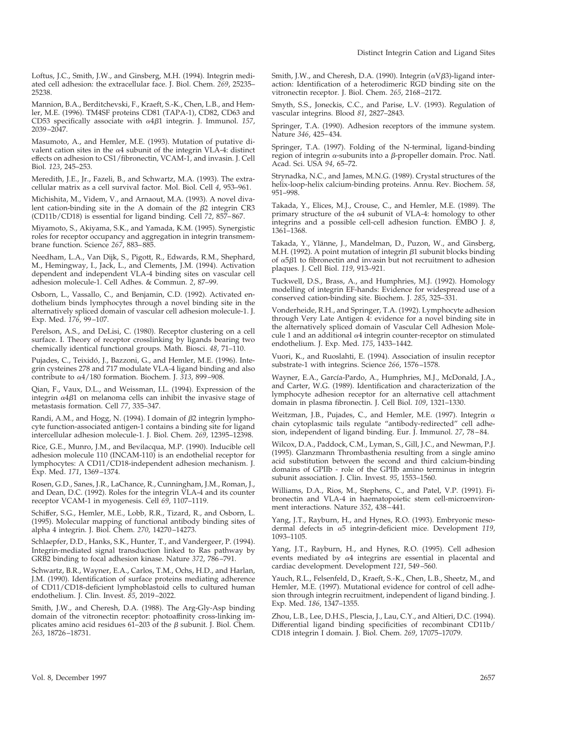Loftus, J.C., Smith, J.W., and Ginsberg, M.H. (1994). Integrin mediated cell adhesion: the extracellular face. J. Biol. Chem. *269*, 25235–25238.

Mannion, B.A., Berditchevski, F., Kraeft, S.-K., Chen, L.B., and Hemler, M.E. (1996). TM4SF proteins CD81 (TAPA-1), CD82, CD63 and CD53 specifically associate with α4β1 integrin. J. Immunol. *157*, 2039–2047.

Masumoto, A., and Hemler, M.E. (1993). Mutation of putative divalent cation sites in the α4 subunit of the integrin VLA-4: distinct effects on adhesion to CS1/fibronectin, VCAM-1, and invasin. J. Cell Biol. *123*, 245–253.

Meredith, J.E., Jr., Fazeli, B., and Schwartz, M.A. (1993). The extracellular matrix as a cell survival factor. Mol. Biol. Cell *4*, 953–961.

Michishita, M., Videm, V., and Arnaout, M.A. (1993). A novel divalent cation-binding site in the A domain of the β2 integrin CR3 (CD11b/CD18) is essential for ligand binding. Cell *72*, 857–867.

Miyamoto, S., Akiyama, S.K., and Yamada, K.M. (1995). Synergistic roles for receptor occupancy and aggregation in integrin transmembrane function. Science *267*, 883–885.

Needham, L.A., Van Dijk, S., Pigott, R., Edwards, R.M., Shephard, M., Hemingway, I., Jack, L., and Clements, J.M. (1994). Activation dependent and independent VLA-4 binding sites on vascular cell adhesion molecule-1. Cell Adhes. & Commun. *2*, 87–99.

Osborn, L., Vassallo, C., and Benjamin, C.D. (1992). Activated endothelium binds lymphocytes through a novel binding site in the alternatively spliced domain of vascular cell adhesion molecule-1. J. Exp. Med. *176*, 99–107.

Perelson, A.S., and DeLisi, C. (1980). Receptor clustering on a cell surface. I. Theory of receptor crosslinking by ligands bearing two chemically identical functional groups. Math. Biosci. *48*, 71–110.

Pujades, C., Teixidó, J., Bazzoni, G., and Hemler, M.E. (1996). Integrin cysteines 278 and 717 modulate VLA-4 ligand binding and also contribute to α4/180 formation. Biochem. J. *313*, 899–908.

Qian, F., Vaux, D.L., and Weissman, I.L. (1994). Expression of the integrin α4β1 on melanoma cells can inhibit the invasive stage of metastasis formation. Cell *77*, 335–347.

Randi, A.M., and Hogg, N. (1994). I domain of β2 integrin lymphocyte function-associated antigen-1 contains a binding site for ligand intercellular adhesion molecule-1. J. Biol. Chem. *269*, 12395–12398.

Rice, G.E., Munro, J.M., and Bevilacqua, M.P. (1990). Inducible cell adhesion molecule 110 (INCAM-110) is an endothelial receptor for lymphocytes: A CD11/CD18-independent adhesion mechanism. J. Exp. Med. *171*, 1369–1374.

Rosen, G.D., Sanes, J.R., LaChance, R., Cunningham, J.M., Roman, J., and Dean, D.C. (1992). Roles for the integrin VLA-4 and its counter receptor VCAM-1 in myogenesis. Cell *69*, 1107–1119.

Schiffer, S.G., Hemler, M.E., Lobb, R.R., Tizard, R., and Osborn, L. (1995). Molecular mapping of functional antibody binding sites of alpha 4 integrin. J. Biol. Chem. *270*, 14270–14273.

Schlaepfer, D.D., Hanks, S.K., Hunter, T., and Vandergeer, P. (1994). Integrin-mediated signal transduction linked to Ras pathway by GRB2 binding to focal adhesion kinase. Nature *372*, 786–791.

Schwartz, B.R., Wayner, E.A., Carlos, T.M., Ochs, H.D., and Harlan, J.M. (1990). Identification of surface proteins mediating adherence of CD11/CD18-deficient lymphoblastoid cells to cultured human endothelium. J. Clin. Invest. *85*, 2019–2022.

Smith, J.W., and Cheresh, D.A. (1988). The Arg-Gly-Asp binding domain of the vitronectin receptor: photoaffinity cross-linking implicates amino acid residues 61–203 of the β subunit. J. Biol. Chem. *263*, 18726–18731.

Smith, J.W., and Cheresh, D.A. (1990). Integrin (αVβ3)-ligand interaction: Identification of a heterodimeric RGD binding site on the vitronectin receptor. J. Biol. Chem. *265*, 2168–2172.

Smyth, S.S., Joneckis, C.C., and Parise, L.V. (1993). Regulation of vascular integrins. Blood *81*, 2827–2843.

Springer, T.A. (1990). Adhesion receptors of the immune system. Nature *346*, 425–434.

Springer, T.A. (1997). Folding of the N-terminal, ligand-binding region of integrin α-subunits into a β-propeller domain. Proc. Natl. Acad. Sci. USA *94*, 65–72.

Strynadka, N.C., and James, M.N.G. (1989). Crystal structures of the helix-loop-helix calcium-binding proteins. Annu. Rev. Biochem. *58*, 951–998.

Takada, Y., Elices, M.J., Crouse, C., and Hemler, M.E. (1989). The primary structure of the α4 subunit of VLA-4: homology to other integrins and a possible cell-cell adhesion function. EMBO J. *8*, 1361–1368.

Takada, Y., Ylänne, J., Mandelman, D., Puzon, W., and Ginsberg, M.H. (1992). A point mutation of integrin β1 subunit blocks binding of α5β1 to fibronectin and invasin but not recruitment to adhesion plaques. J. Cell Biol. *119*, 913–921.

Tuckwell, D.S., Brass, A., and Humphries, M.J. (1992). Homology modelling of integrin EF-hands: Evidence for widespread use of a conserved cation-binding site. Biochem. J. *285*, 325–331.

Vonderheide, R.H., and Springer, T.A. (1992). Lymphocyte adhesion through Very Late Antigen 4: evidence for a novel binding site in the alternatively spliced domain of Vascular Cell Adhesion Molecule 1 and an additional α4 integrin counter-receptor on stimulated endothelium. J. Exp. Med. *175*, 1433–1442.

Vuori, K., and Ruoslahti, E. (1994). Association of insulin receptor substrate-1 with integrins. Science *266*, 1576–1578.

Wayner, E.A., García-Pardo, A., Humphries, M.J., McDonald, J.A., and Carter, W.G. (1989). Identification and characterization of the lymphocyte adhesion receptor for an alternative cell attachment domain in plasma fibronectin. J. Cell Biol. *109*, 1321–1330.

Weitzman, J.B., Pujades, C., and Hemler, M.E. (1997). Integrin α chain cytoplasmic tails regulate "antibody-redirected" cell adhesion, independent of ligand binding. Eur. J. Immunol. *27*, 78–84.

Wilcox, D.A., Paddock, C.M., Lyman, S., Gill, J.C., and Newman, P.J. (1995). Glanzmann Thrombasthenia resulting from a single amino acid substitution between the second and third calcium-binding domains of GPIIb - role of the GPIIb amino terminus in integrin subunit association. J. Clin. Invest. *95*, 1553–1560.

Williams, D.A., Rios, M., Stephens, C., and Patel, V.P. (1991). Fibronectin and VLA-4 in haematopoietic stem cell-microenvironment interactions. Nature *352*, 438–441.

Yang, J.T., Rayburn, H., and Hynes, R.O. (1993). Embryonic mesodermal defects in α5 integrin-deficient mice. Development *119*, 1093–1105.

Yang, J.T., Rayburn, H., and Hynes, R.O. (1995). Cell adhesion events mediated by α4 integrins are essential in placental and cardiac development. Development *121*, 549–560.

Yauch, R.L., Felsenfeld, D., Kraeft, S.-K., Chen, L.B., Sheetz, M., and Hemler, M.E. (1997). Mutational evidence for control of cell adhesion through integrin recruitment, independent of ligand binding. J. Exp. Med. *186*, 1347–1355.

Zhou, L.B., Lee, D.H.S., Plescia, J., Lau, C.Y., and Altieri, D.C. (1994). Differential ligand binding specificities of recombinant CD11b/CD18 integrin I domain. J. Biol. Chem. *269*, 17075–17079.